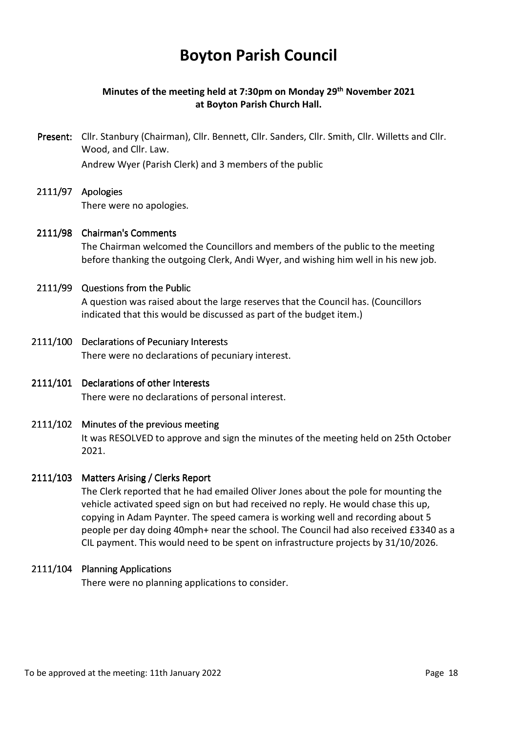# Boyton Parish Council

**Minutes of the meeting held at 7:30pm on Monday 29th November 2021 at Boyton Parish Church Hall.**

**Present:** Cllr. Stanbury (Chairman), Cllr. Bennett, Cllr. Sanders, Cllr. Smith, Cllr. Willetts and Cllr. Wood, and Cllr. Law.

Andrew Wyer (Parish Clerk) and 3 members of the public

**2111/97 Apologies**

There were no apologies.

**2111/98 Chairman's Comments**

The Chairman welcomed the Councillors and members of the public to the meeting before thanking the outgoing Clerk, Andi Wyer, and wishing him well in his new job.

**2111/99 Questions from the Public**

A question was raised about the large reserves that the Council has. (Councillors indicated that this would be discussed as part of the budget item.)

**2111/100 Declarations of Pecuniary Interests**

There were no declarations of pecuniary interest.

**2111/101 Declarations of other Interests**

There were no declarations of personal interest.

**2111/102 Minutes of the previous meeting**

It was RESOLVED to approve and sign the minutes of the meeting held on 25th October 2021.

**2111/103 Matters Arising / Clerks Report**

The Clerk reported that he had emailed Oliver Jones about the pole for mounting the vehicle activated speed sign on but had received no reply. He would chase this up, copying in Adam Paynter. The speed camera is working well and recording about 5 people per day doing 40mph+ near the school. The Council had also received £3340 as a CIL payment. This would need to be spent on infrastructure projects by 31/10/2026.

**2111/104 Planning Applications**

There were no planning applications to consider.

To be approved at the meeting: 11th January 2022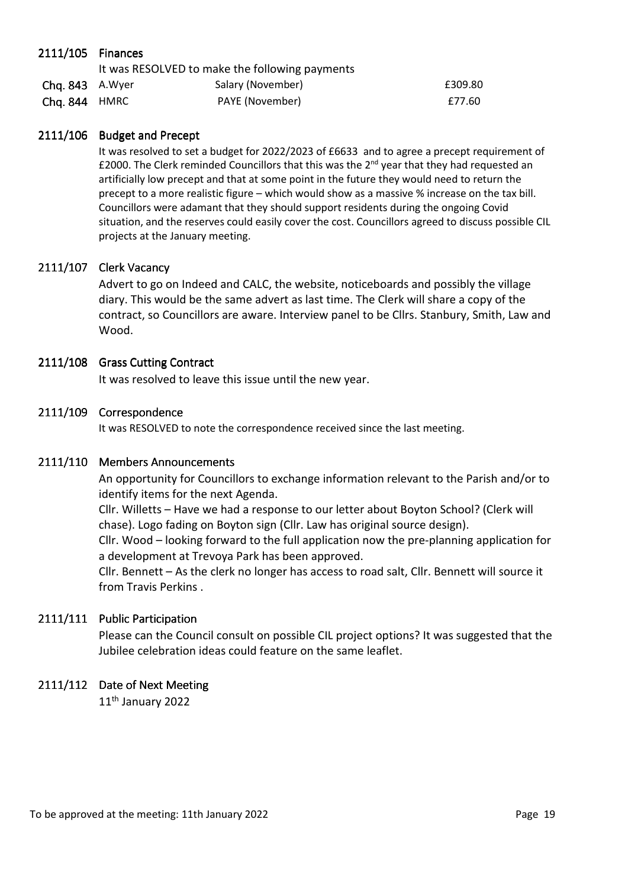## 2111/105 Finances

It was RESOLVED to make the following payments

| | | | |
|---|---|---|---|
| Chq. 843 | A.Wyer | Salary (November) | £309.80 |
| Chq. 844 | HMRC | PAYE (November) | £77.60 |

## 2111/106 Budget and Precept

It was resolved to set a budget for 2022/2023 of £6633 and to agree a precept requirement of £2000. The Clerk reminded Councillors that this was the 2nd year that they had requested an artificially low precept and that at some point in the future they would need to return the precept to a more realistic figure – which would show as a massive % increase on the tax bill. Councillors were adamant that they should support residents during the ongoing Covid situation, and the reserves could easily cover the cost. Councillors agreed to discuss possible CIL projects at the January meeting.

## 2111/107 Clerk Vacancy

Advert to go on Indeed and CALC, the website, noticeboards and possibly the village diary. This would be the same advert as last time. The Clerk will share a copy of the contract, so Councillors are aware. Interview panel to be Cllrs. Stanbury, Smith, Law and Wood.

## 2111/108 Grass Cutting Contract

It was resolved to leave this issue until the new year.

## 2111/109 Correspondence

It was RESOLVED to note the correspondence received since the last meeting.

## 2111/110 Members Announcements

An opportunity for Councillors to exchange information relevant to the Parish and/or to identify items for the next Agenda.

Cllr. Willetts – Have we had a response to our letter about Boyton School? (Clerk will chase). Logo fading on Boyton sign (Cllr. Law has original source design).

Cllr. Wood – looking forward to the full application now the pre-planning application for a development at Trevoya Park has been approved.

Cllr. Bennett – As the clerk no longer has access to road salt, Cllr. Bennett will source it from Travis Perkins .

## 2111/111 Public Participation

Please can the Council consult on possible CIL project options? It was suggested that the Jubilee celebration ideas could feature on the same leaflet.

## 2111/112 Date of Next Meeting

11th January 2022

To be approved at the meeting: 11th January 2022